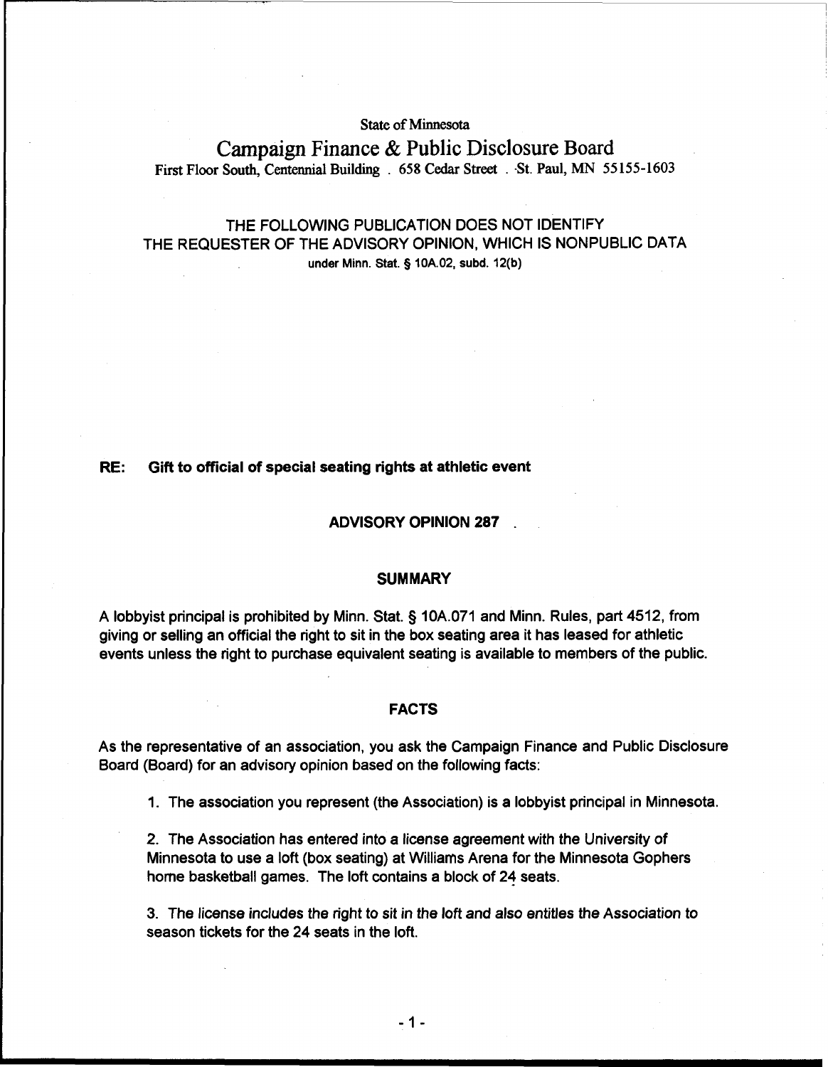State of Minnesota

# Campaign Finance & Public Disclosure Board

First Floor South, Centennial Building . 658 Cedar Street . St. Paul, MN 55155-1603

THE FOLLOWING PUBLICATION DOES NOT IDENTIFY THE REQUESTER OF THE ADVISORY OPINION, WHICH IS NONPUBLIC DATA under Minn. Stat. § 10A.02, subd. 12(b)

**RE: Gift to official of special seating rights at athletic event**

## ADVISORY OPINION 287

## SUMMARY

A lobbyist principal is prohibited by Minn. Stat. § 10A.071 and Minn. Rules, part 4512, from giving or selling an official the right to sit in the box seating area it has leased for athletic events unless the right to purchase equivalent seating is available to members of the public.

## FACTS

As the representative of an association, you ask the Campaign Finance and Public Disclosure Board (Board) for an advisory opinion based on the following facts:

1. The association you represent (the Association) is a lobbyist principal in Minnesota.

2. The Association has entered into a license agreement with the University of Minnesota to use a loft (box seating) at Williams Arena for the Minnesota Gophers home basketball games. The loft contains a block of 24 seats.

3. The license includes the right to sit in the loft and also entitles the Association to season tickets for the 24 seats in the loft.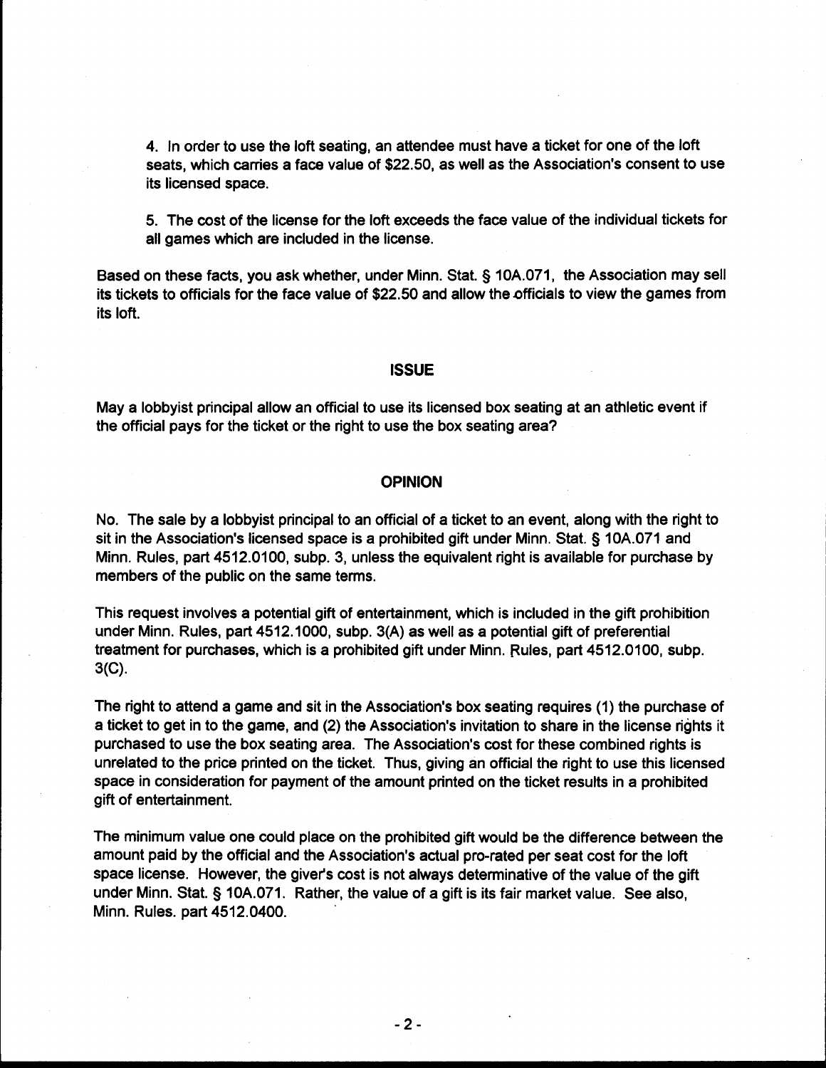4. In order to use the loft seating, an attendee must have a ticket for one of the loft seats, which carries a face value of $22.50, as well as the Association's consent to use its licensed space.

5. The cost of the license for the loft exceeds the face value of the individual tickets for all games which are included in the license.

Based on these facts, you ask whether, under Minn. Stat. § 10A.071, the Association may sell its tickets to officials for the face value of $22.50 and allow the officials to view the games from its loft.

## ISSUE

May a lobbyist principal allow an official to use its licensed box seating at an athletic event if the official pays for the ticket or the right to use the box seating area?

## OPINION

No. The sale by a lobbyist principal to an official of a ticket to an event, along with the right to sit in the Association's licensed space is a prohibited gift under Minn. Stat. § 10A.071 and Minn. Rules, part 4512.0100, subp. 3, unless the equivalent right is available for purchase by members of the public on the same terms.

This request involves a potential gift of entertainment, which is included in the gift prohibition under Minn. Rules, part 4512.1000, subp. 3(A) as well as a potential gift of preferential treatment for purchases, which is a prohibited gift under Minn. Rules, part 4512.0100, subp. 3(C).

The right to attend a game and sit in the Association's box seating requires (1) the purchase of a ticket to get in to the game, and (2) the Association's invitation to share in the license rights it purchased to use the box seating area. The Association's cost for these combined rights is unrelated to the price printed on the ticket. Thus, giving an official the right to use this licensed space in consideration for payment of the amount printed on the ticket results in a prohibited gift of entertainment.

The minimum value one could place on the prohibited gift would be the difference between the amount paid by the official and the Association's actual pro-rated per seat cost for the loft space license. However, the giver's cost is not always determinative of the value of the gift under Minn. Stat. § 10A.071. Rather, the value of a gift is its fair market value. See also, Minn. Rules. part 4512.0400.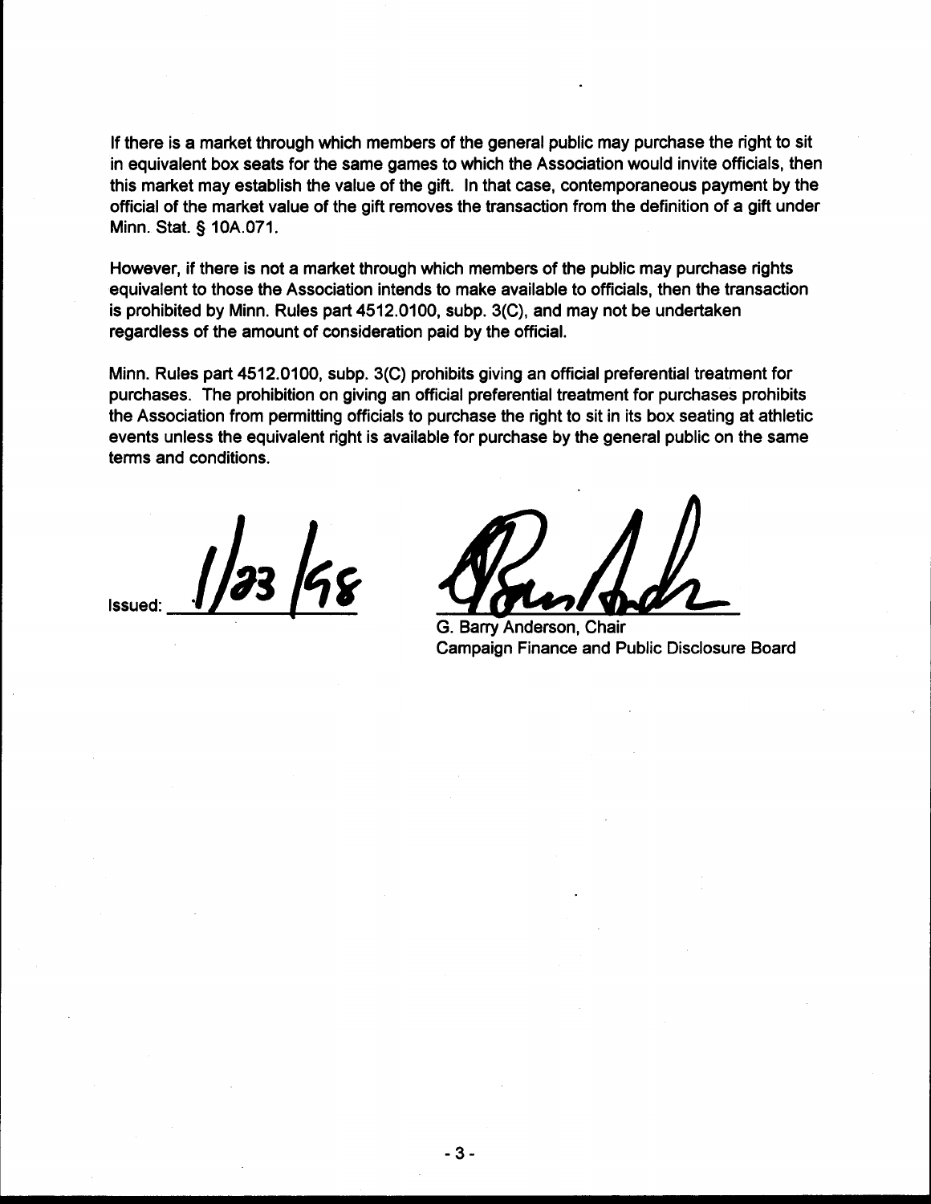If there is a market through which members of the general public may purchase the right to sit in equivalent box seats for the same games to which the Association would invite officials, then this market may establish the value of the gift. In that case, contemporaneous payment by the official of the market value of the gift removes the transaction from the definition of a gift under Minn. Stat. § 10A.071.

However, if there is not a market through which members of the public may purchase rights equivalent to those the Association intends to make available to officials, then the transaction is prohibited by Minn. Rules part 4512.0100, subp. 3(C), and may not be undertaken regardless of the amount of consideration paid by the official.

Minn. Rules part 4512.0100, subp. 3(C) prohibits giving an official preferential treatment for purchases. The prohibition on giving an official preferential treatment for purchases prohibits the Association from permitting officials to purchase the right to sit in its box seating at athletic events unless the equivalent right is available for purchase by the general public on the same terms and conditions.

Issued: 1/23/98

G. Barry Anderson, Chair
Campaign Finance and Public Disclosure Board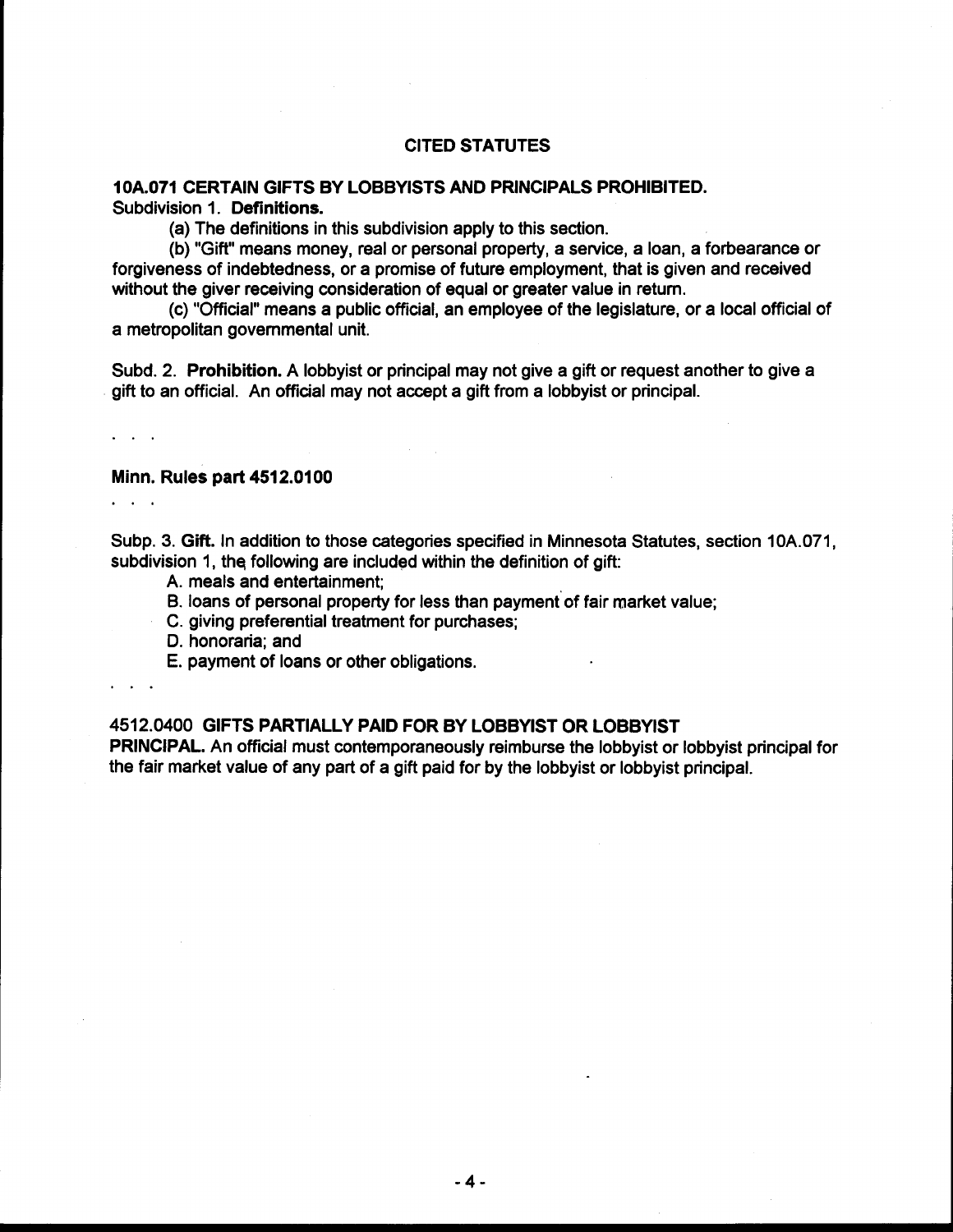## CITED STATUTES

**10A.071 CERTAIN GIFTS BY LOBBYISTS AND PRINCIPALS PROHIBITED.**
Subdivision 1. **Definitions.**

(a) The definitions in this subdivision apply to this section.

(b) "Gift" means money, real or personal property, a service, a loan, a forbearance or forgiveness of indebtedness, or a promise of future employment, that is given and received without the giver receiving consideration of equal or greater value in return.

(c) "Official" means a public official, an employee of the legislature, or a local official of a metropolitan governmental unit.

Subd. 2. **Prohibition.** A lobbyist or principal may not give a gift or request another to give a gift to an official. An official may not accept a gift from a lobbyist or principal.

. . .

**Minn. Rules part 4512.0100**

. . .

Subp. 3. **Gift.** In addition to those categories specified in Minnesota Statutes, section 10A.071, subdivision 1, the following are included within the definition of gift:

A. meals and entertainment;
B. loans of personal property for less than payment of fair market value;
C. giving preferential treatment for purchases;
D. honoraria; and
E. payment of loans or other obligations.

. . .

4512.0400 **GIFTS PARTIALLY PAID FOR BY LOBBYIST OR LOBBYIST PRINCIPAL.** An official must contemporaneously reimburse the lobbyist or lobbyist principal for the fair market value of any part of a gift paid for by the lobbyist or lobbyist principal.